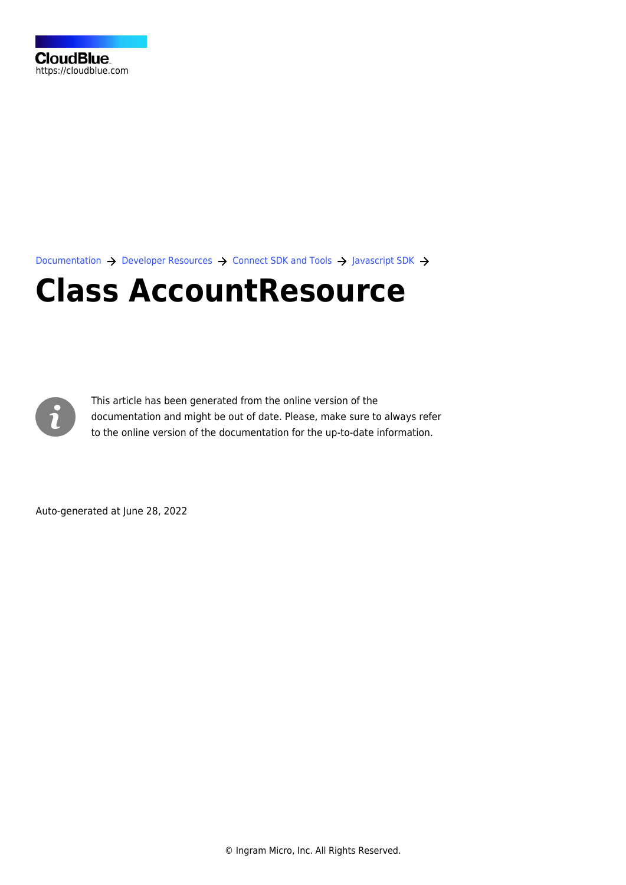CloudBlue
https://cloudblue.com

Documentation → Developer Resources → Connect SDK and Tools → Javascript SDK →

# Class AccountResource

This article has been generated from the online version of the documentation and might be out of date. Please, make sure to always refer to the online version of the documentation for the up-to-date information.

Auto-generated at June 28, 2022

© Ingram Micro, Inc. All Rights Reserved.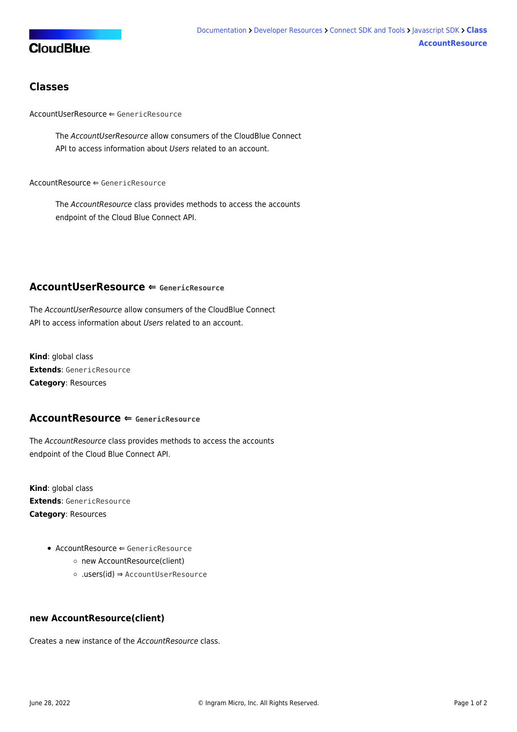## Classes

AccountUserResource ⇐ `GenericResource`

> The *AccountUserResource* allow consumers of the CloudBlue Connect API to access information about *Users* related to an account.

AccountResource ⇐ `GenericResource`

> The *AccountResource* class provides methods to access the accounts endpoint of the Cloud Blue Connect API.

## AccountUserResource ⇐ `GenericResource`

The *AccountUserResource* allow consumers of the CloudBlue Connect API to access information about *Users* related to an account.

**Kind**: global class
**Extends**: `GenericResource`
**Category**: Resources

## AccountResource ⇐ `GenericResource`

The *AccountResource* class provides methods to access the accounts endpoint of the Cloud Blue Connect API.

**Kind**: global class
**Extends**: `GenericResource`
**Category**: Resources

- AccountResource ⇐ `GenericResource`
  - new AccountResource(client)
  - .users(id) ⇒ `AccountUserResource`

### new AccountResource(client)

Creates a new instance of the *AccountResource* class.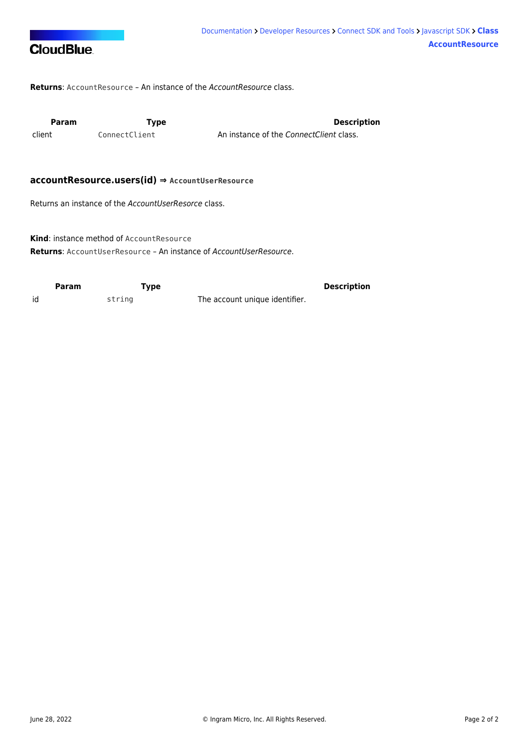**Returns**: `AccountResource` – An instance of the *AccountResource* class.

| Param | Type | Description |
|---|---|---|
| client | `ConnectClient` | An instance of the *ConnectClient* class. |

### accountResource.users(id) ⇒ `AccountUserResource`

Returns an instance of the *AccountUserResorce* class.

**Kind**: instance method of `AccountResource`
**Returns**: `AccountUserResource` – An instance of *AccountUserResource*.

| Param | Type | Description |
|---|---|---|
| id | `string` | The account unique identifier. |